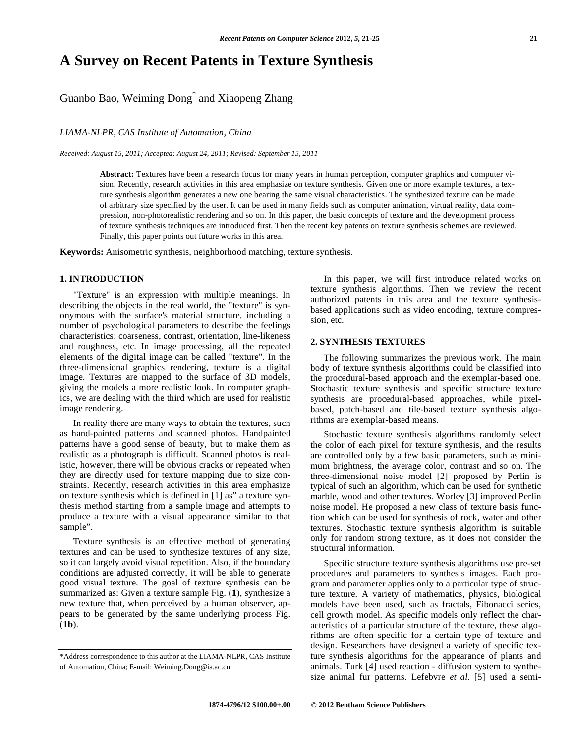# A Survey on Recent Patents in Texture Synthesis

Guanbo Bao, Weiming Dong* and Xiaopeng Zhang

*LIAMA-NLPR, CAS Institute of Automation, China*

*Received: August 15, 2011; Accepted: August 24, 2011; Revised: September 15, 2011*

**Abstract:** Textures have been a research focus for many years in human perception, computer graphics and computer vision. Recently, research activities in this area emphasize on texture synthesis. Given one or more example textures, a texture synthesis algorithm generates a new one bearing the same visual characteristics. The synthesized texture can be made of arbitrary size specified by the user. It can be used in many fields such as computer animation, virtual reality, data compression, non-photorealistic rendering and so on. In this paper, the basic concepts of texture and the development process of texture synthesis techniques are introduced first. Then the recent key patents on texture synthesis schemes are reviewed. Finally, this paper points out future works in this area.

**Keywords:** Anisometric synthesis, neighborhood matching, texture synthesis.

## 1. INTRODUCTION

"Texture" is an expression with multiple meanings. In describing the objects in the real world, the "texture" is synonymous with the surface's material structure, including a number of psychological parameters to describe the feelings characteristics: coarseness, contrast, orientation, line-likeness and roughness, etc. In image processing, all the repeated elements of the digital image can be called "texture". In the three-dimensional graphics rendering, texture is a digital image. Textures are mapped to the surface of 3D models, giving the models a more realistic look. In computer graphics, we are dealing with the third which are used for realistic image rendering.

In reality there are many ways to obtain the textures, such as hand-painted patterns and scanned photos. Handpainted patterns have a good sense of beauty, but to make them as realistic as a photograph is difficult. Scanned photos is realistic, however, there will be obvious cracks or repeated when they are directly used for texture mapping due to size constraints. Recently, research activities in this area emphasize on texture synthesis which is defined in [1] as" a texture synthesis method starting from a sample image and attempts to produce a texture with a visual appearance similar to that sample".

Texture synthesis is an effective method of generating textures and can be used to synthesize textures of any size, so it can largely avoid visual repetition. Also, if the boundary conditions are adjusted correctly, it will be able to generate good visual texture. The goal of texture synthesis can be summarized as: Given a texture sample Fig. (**1**), synthesize a new texture that, when perceived by a human observer, appears to be generated by the same underlying process Fig. (**1b**).

In this paper, we will first introduce related works on texture synthesis algorithms. Then we review the recent authorized patents in this area and the texture synthesis-based applications such as video encoding, texture compression, etc.

## 2. SYNTHESIS TEXTURES

The following summarizes the previous work. The main body of texture synthesis algorithms could be classified into the procedural-based approach and the exemplar-based one. Stochastic texture synthesis and specific structure texture synthesis are procedural-based approaches, while pixel-based, patch-based and tile-based texture synthesis algorithms are exemplar-based means.

Stochastic texture synthesis algorithms randomly select the color of each pixel for texture synthesis, and the results are controlled only by a few basic parameters, such as minimum brightness, the average color, contrast and so on. The three-dimensional noise model [2] proposed by Perlin is typical of such an algorithm, which can be used for synthetic marble, wood and other textures. Worley [3] improved Perlin noise model. He proposed a new class of texture basis function which can be used for synthesis of rock, water and other textures. Stochastic texture synthesis algorithm is suitable only for random strong texture, as it does not consider the structural information.

Specific structure texture synthesis algorithms use pre-set procedures and parameters to synthesis images. Each program and parameter applies only to a particular type of structure texture. A variety of mathematics, physics, biological models have been used, such as fractals, Fibonacci series, cell growth model. As specific models only reflect the characteristics of a particular structure of the texture, these algorithms are often specific for a certain type of texture and design. Researchers have designed a variety of specific texture synthesis algorithms for the appearance of plants and animals. Turk [4] used reaction - diffusion system to synthesize animal fur patterns. Lefebvre *et al*. [5] used a semi-

*Address correspondence to this author at the LIAMA-NLPR, CAS Institute of Automation, China; E-mail: Weiming.Dong@ia.ac.cn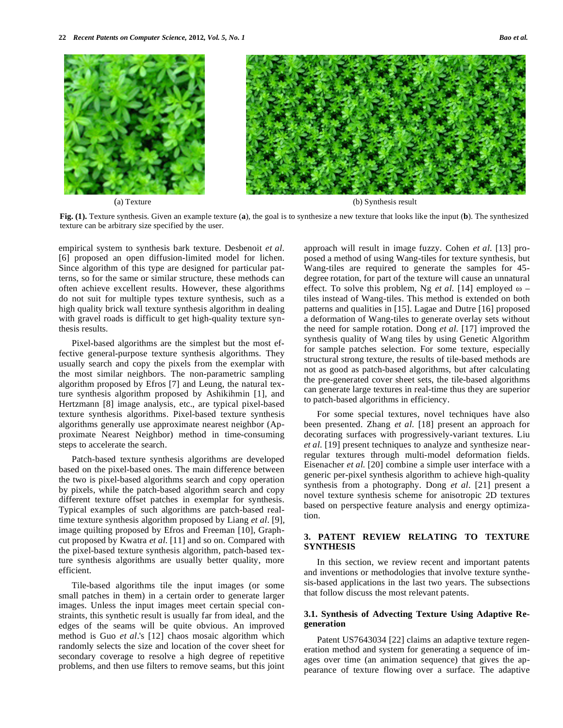(a) Texture

(b) Synthesis result

**Fig. (1).** Texture synthesis. Given an example texture (**a**), the goal is to synthesize a new texture that looks like the input (**b**). The synthesized texture can be arbitrary size specified by the user.

empirical system to synthesis bark texture. Desbenoit *et al.* [6] proposed an open diffusion-limited model for lichen. Since algorithm of this type are designed for particular patterns, so for the same or similar structure, these methods can often achieve excellent results. However, these algorithms do not suit for multiple types texture synthesis, such as a high quality brick wall texture synthesis algorithm in dealing with gravel roads is difficult to get high-quality texture synthesis results.

Pixel-based algorithms are the simplest but the most effective general-purpose texture synthesis algorithms. They usually search and copy the pixels from the exemplar with the most similar neighbors. The non-parametric sampling algorithm proposed by Efros [7] and Leung, the natural texture synthesis algorithm proposed by Ashikihmin [1], and Hertzmann [8] image analysis, etc., are typical pixel-based texture synthesis algorithms. Pixel-based texture synthesis algorithms generally use approximate nearest neighbor (Approximate Nearest Neighbor) method in time-consuming steps to accelerate the search.

Patch-based texture synthesis algorithms are developed based on the pixel-based ones. The main difference between the two is pixel-based algorithms search and copy operation by pixels, while the patch-based algorithm search and copy different texture offset patches in exemplar for synthesis. Typical examples of such algorithms are patch-based real-time texture synthesis algorithm proposed by Liang *et al*. [9], image quilting proposed by Efros and Freeman [10], Graph-cut proposed by Kwatra *et al.* [11] and so on. Compared with the pixel-based texture synthesis algorithm, patch-based texture synthesis algorithms are usually better quality, more efficient.

Tile-based algorithms tile the input images (or some small patches in them) in a certain order to generate larger images. Unless the input images meet certain special constraints, this synthetic result is usually far from ideal, and the edges of the seams will be quite obvious. An improved method is Guo *et al*.'s [12] chaos mosaic algorithm which randomly selects the size and location of the cover sheet for secondary coverage to resolve a high degree of repetitive problems, and then use filters to remove seams, but this joint approach will result in image fuzzy. Cohen *et al.* [13] proposed a method of using Wang-tiles for texture synthesis, but Wang-tiles are required to generate the samples for 45-degree rotation, for part of the texture will cause an unnatural effect. To solve this problem, Ng *et al.* [14] employed ω – tiles instead of Wang-tiles. This method is extended on both patterns and qualities in [15]. Lagae and Dutre [16] proposed a deformation of Wang-tiles to generate overlay sets without the need for sample rotation. Dong *et al.* [17] improved the synthesis quality of Wang tiles by using Genetic Algorithm for sample patches selection. For some texture, especially structural strong texture, the results of tile-based methods are not as good as patch-based algorithms, but after calculating the pre-generated cover sheet sets, the tile-based algorithms can generate large textures in real-time thus they are superior to patch-based algorithms in efficiency.

For some special textures, novel techniques have also been presented. Zhang *et al.* [18] present an approach for decorating surfaces with progressively-variant textures. Liu *et al*. [19] present techniques to analyze and synthesize near-regular textures through multi-model deformation fields. Eisenacher *et al.* [20] combine a simple user interface with a generic per-pixel synthesis algorithm to achieve high-quality synthesis from a photography. Dong *et al*. [21] present a novel texture synthesis scheme for anisotropic 2D textures based on perspective feature analysis and energy optimization.

## 3. PATENT REVIEW RELATING TO TEXTURE SYNTHESIS

In this section, we review recent and important patents and inventions or methodologies that involve texture synthesis-based applications in the last two years. The subsections that follow discuss the most relevant patents.

### 3.1. Synthesis of Advecting Texture Using Adaptive Regeneration

Patent US7643034 [22] claims an adaptive texture regeneration method and system for generating a sequence of images over time (an animation sequence) that gives the appearance of texture flowing over a surface. The adaptive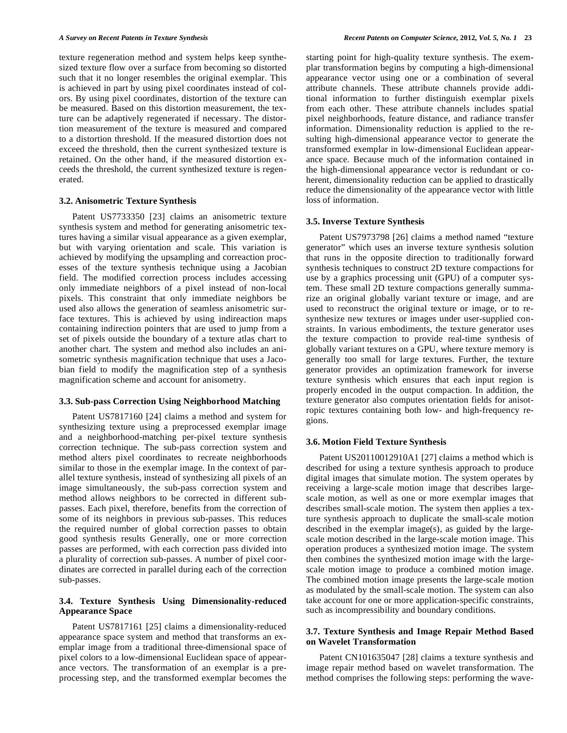texture regeneration method and system helps keep synthesized texture flow over a surface from becoming so distorted such that it no longer resembles the original exemplar. This is achieved in part by using pixel coordinates instead of colors. By using pixel coordinates, distortion of the texture can be measured. Based on this distortion measurement, the texture can be adaptively regenerated if necessary. The distortion measurement of the texture is measured and compared to a distortion threshold. If the measured distortion does not exceed the threshold, then the current synthesized texture is retained. On the other hand, if the measured distortion exceeds the threshold, the current synthesized texture is regenerated.

### 3.2. Anisometric Texture Synthesis

Patent US7733350 [23] claims an anisometric texture synthesis system and method for generating anisometric textures having a similar visual appearance as a given exemplar, but with varying orientation and scale. This variation is achieved by modifying the upsampling and correaction processes of the texture synthesis technique using a Jacobian field. The modified correction process includes accessing only immediate neighbors of a pixel instead of non-local pixels. This constraint that only immediate neighbors be used also allows the generation of seamless anisometric surface textures. This is achieved by using indireaction maps containing indirection pointers that are used to jump from a set of pixels outside the boundary of a texture atlas chart to another chart. The system and method also includes an anisometric synthesis magnification technique that uses a Jacobian field to modify the magnification step of a synthesis magnification scheme and account for anisometry.

### 3.3. Sub-pass Correction Using Neighborhood Matching

Patent US7817160 [24] claims a method and system for synthesizing texture using a preprocessed exemplar image and a neighborhood-matching per-pixel texture synthesis correction technique. The sub-pass correction system and method alters pixel coordinates to recreate neighborhoods similar to those in the exemplar image. In the context of parallel texture synthesis, instead of synthesizing all pixels of an image simultaneously, the sub-pass correction system and method allows neighbors to be corrected in different subpasses. Each pixel, therefore, benefits from the correction of some of its neighbors in previous sub-passes. This reduces the required number of global correction passes to obtain good synthesis results Generally, one or more correction passes are performed, with each correction pass divided into a plurality of correction sub-passes. A number of pixel coordinates are corrected in parallel during each of the correction sub-passes.

### 3.4. Texture Synthesis Using Dimensionality-reduced Appearance Space

Patent US7817161 [25] claims a dimensionality-reduced appearance space system and method that transforms an exemplar image from a traditional three-dimensional space of pixel colors to a low-dimensional Euclidean space of appearance vectors. The transformation of an exemplar is a preprocessing step, and the transformed exemplar becomes the starting point for high-quality texture synthesis. The exemplar transformation begins by computing a high-dimensional appearance vector using one or a combination of several attribute channels. These attribute channels provide additional information to further distinguish exemplar pixels from each other. These attribute channels includes spatial pixel neighborhoods, feature distance, and radiance transfer information. Dimensionality reduction is applied to the resulting high-dimensional appearance vector to generate the transformed exemplar in low-dimensional Euclidean appearance space. Because much of the information contained in the high-dimensional appearance vector is redundant or coherent, dimensionality reduction can be applied to drastically reduce the dimensionality of the appearance vector with little loss of information.

### 3.5. Inverse Texture Synthesis

Patent US7973798 [26] claims a method named "texture generator" which uses an inverse texture synthesis solution that runs in the opposite direction to traditionally forward synthesis techniques to construct 2D texture compactions for use by a graphics processing unit (GPU) of a computer system. These small 2D texture compactions generally summarize an original globally variant texture or image, and are used to reconstruct the original texture or image, or to resynthesize new textures or images under user-supplied constraints. In various embodiments, the texture generator uses the texture compaction to provide real-time synthesis of globally variant textures on a GPU, where texture memory is generally too small for large textures. Further, the texture generator provides an optimization framework for inverse texture synthesis which ensures that each input region is properly encoded in the output compaction. In addition, the texture generator also computes orientation fields for anisotropic textures containing both low- and high-frequency regions.

### 3.6. Motion Field Texture Synthesis

Patent US20110012910A1 [27] claims a method which is described for using a texture synthesis approach to produce digital images that simulate motion. The system operates by receiving a large-scale motion image that describes large-scale motion, as well as one or more exemplar images that describes small-scale motion. The system then applies a texture synthesis approach to duplicate the small-scale motion described in the exemplar image(s), as guided by the large-scale motion described in the large-scale motion image. This operation produces a synthesized motion image. The system then combines the synthesized motion image with the large-scale motion image to produce a combined motion image. The combined motion image presents the large-scale motion as modulated by the small-scale motion. The system can also take account for one or more application-specific constraints, such as incompressibility and boundary conditions.

### 3.7. Texture Synthesis and Image Repair Method Based on Wavelet Transformation

Patent CN101635047 [28] claims a texture synthesis and image repair method based on wavelet transformation. The method comprises the following steps: performing the wave-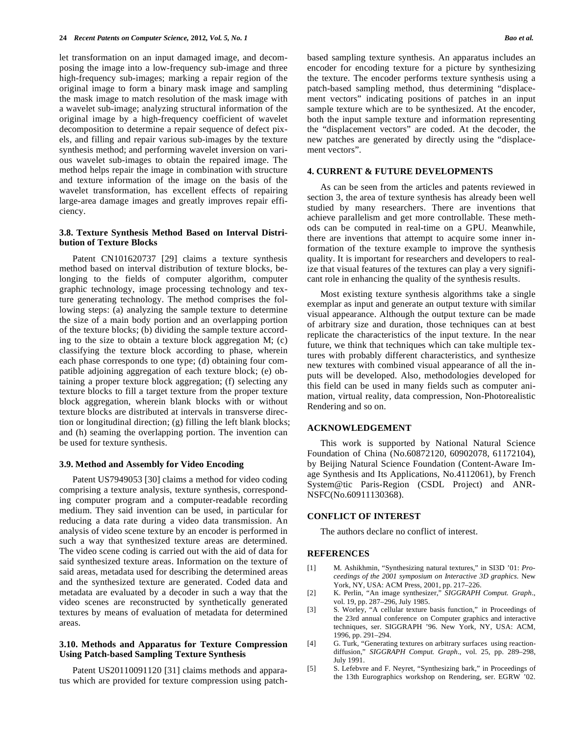let transformation on an input damaged image, and decomposing the image into a low-frequency sub-image and three high-frequency sub-images; marking a repair region of the original image to form a binary mask image and sampling the mask image to match resolution of the mask image with a wavelet sub-image; analyzing structural information of the original image by a high-frequency coefficient of wavelet decomposition to determine a repair sequence of defect pixels, and filling and repair various sub-images by the texture synthesis method; and performing wavelet inversion on various wavelet sub-images to obtain the repaired image. The method helps repair the image in combination with structure and texture information of the image on the basis of the wavelet transformation, has excellent effects of repairing large-area damage images and greatly improves repair efficiency.

### 3.8. Texture Synthesis Method Based on Interval Distribution of Texture Blocks

Patent CN101620737 [29] claims a texture synthesis method based on interval distribution of texture blocks, belonging to the fields of computer algorithm, computer graphic technology, image processing technology and texture generating technology. The method comprises the following steps: (a) analyzing the sample texture to determine the size of a main body portion and an overlapping portion of the texture blocks; (b) dividing the sample texture according to the size to obtain a texture block aggregation M; (c) classifying the texture block according to phase, wherein each phase corresponds to one type; (d) obtaining four compatible adjoining aggregation of each texture block; (e) obtaining a proper texture block aggregation; (f) selecting any texture blocks to fill a target texture from the proper texture block aggregation, wherein blank blocks with or without texture blocks are distributed at intervals in transverse direction or longitudinal direction; (g) filling the left blank blocks; and (h) seaming the overlapping portion. The invention can be used for texture synthesis.

### 3.9. Method and Assembly for Video Encoding

Patent US7949053 [30] claims a method for video coding comprising a texture analysis, texture synthesis, corresponding computer program and a computer-readable recording medium. They said invention can be used, in particular for reducing a data rate during a video data transmission. An analysis of video scene texture by an encoder is performed in such a way that synthesized texture areas are determined. The video scene coding is carried out with the aid of data for said synthesized texture areas. Information on the texture of said areas, metadata used for describing the determined areas and the synthesized texture are generated. Coded data and metadata are evaluated by a decoder in such a way that the video scenes are reconstructed by synthetically generated textures by means of evaluation of metadata for determined areas.

### 3.10. Methods and Apparatus for Texture Compression Using Patch-based Sampling Texture Synthesis

Patent US20110091120 [31] claims methods and apparatus which are provided for texture compression using patch-based sampling texture synthesis. An apparatus includes an encoder for encoding texture for a picture by synthesizing the texture. The encoder performs texture synthesis using a patch-based sampling method, thus determining "displacement vectors" indicating positions of patches in an input sample texture which are to be synthesized. At the encoder, both the input sample texture and information representing the "displacement vectors" are coded. At the decoder, the new patches are generated by directly using the "displacement vectors".

## 4. CURRENT & FUTURE DEVELOPMENTS

As can be seen from the articles and patents reviewed in section 3, the area of texture synthesis has already been well studied by many researchers. There are inventions that achieve parallelism and get more controllable. These methods can be computed in real-time on a GPU. Meanwhile, there are inventions that attempt to acquire some inner information of the texture example to improve the synthesis quality. It is important for researchers and developers to realize that visual features of the textures can play a very significant role in enhancing the quality of the synthesis results.

Most existing texture synthesis algorithms take a single exemplar as input and generate an output texture with similar visual appearance. Although the output texture can be made of arbitrary size and duration, those techniques can at best replicate the characteristics of the input texture. In the near future, we think that techniques which can take multiple textures with probably different characteristics, and synthesize new textures with combined visual appearance of all the inputs will be developed. Also, methodologies developed for this field can be used in many fields such as computer animation, virtual reality, data compression, Non-Photorealistic Rendering and so on.

## ACKNOWLEDGEMENT

This work is supported by National Natural Science Foundation of China (No.60872120, 60902078, 61172104), by Beijing Natural Science Foundation (Content-Aware Image Synthesis and Its Applications, No.4112061), by French System@tic Paris-Region (CSDL Project) and ANR-NSFC(No.60911130368).

## CONFLICT OF INTEREST

The authors declare no conflict of interest.

## REFERENCES

[1] M. Ashikhmin, "Synthesizing natural textures," in SI3D '01: *Proceedings of the 2001 symposium on Interactive 3D graphics.* New York, NY, USA: ACM Press, 2001, pp. 217–226.

[2] K. Perlin, "An image synthesizer," *SIGGRAPH Comput. Graph.*, vol. 19, pp. 287–296, July 1985.

[3] S. Worley, "A cellular texture basis function," in Proceedings of the 23rd annual conference on Computer graphics and interactive techniques, ser. SIGGRAPH '96. New York, NY, USA: ACM, 1996, pp. 291–294.

[4] G. Turk, "Generating textures on arbitrary surfaces using reaction-diffusion," *SIGGRAPH Comput. Graph.*, vol. 25, pp. 289–298, July 1991.

[5] S. Lefebvre and F. Neyret, "Synthesizing bark," in Proceedings of the 13th Eurographics workshop on Rendering, ser. EGRW '02.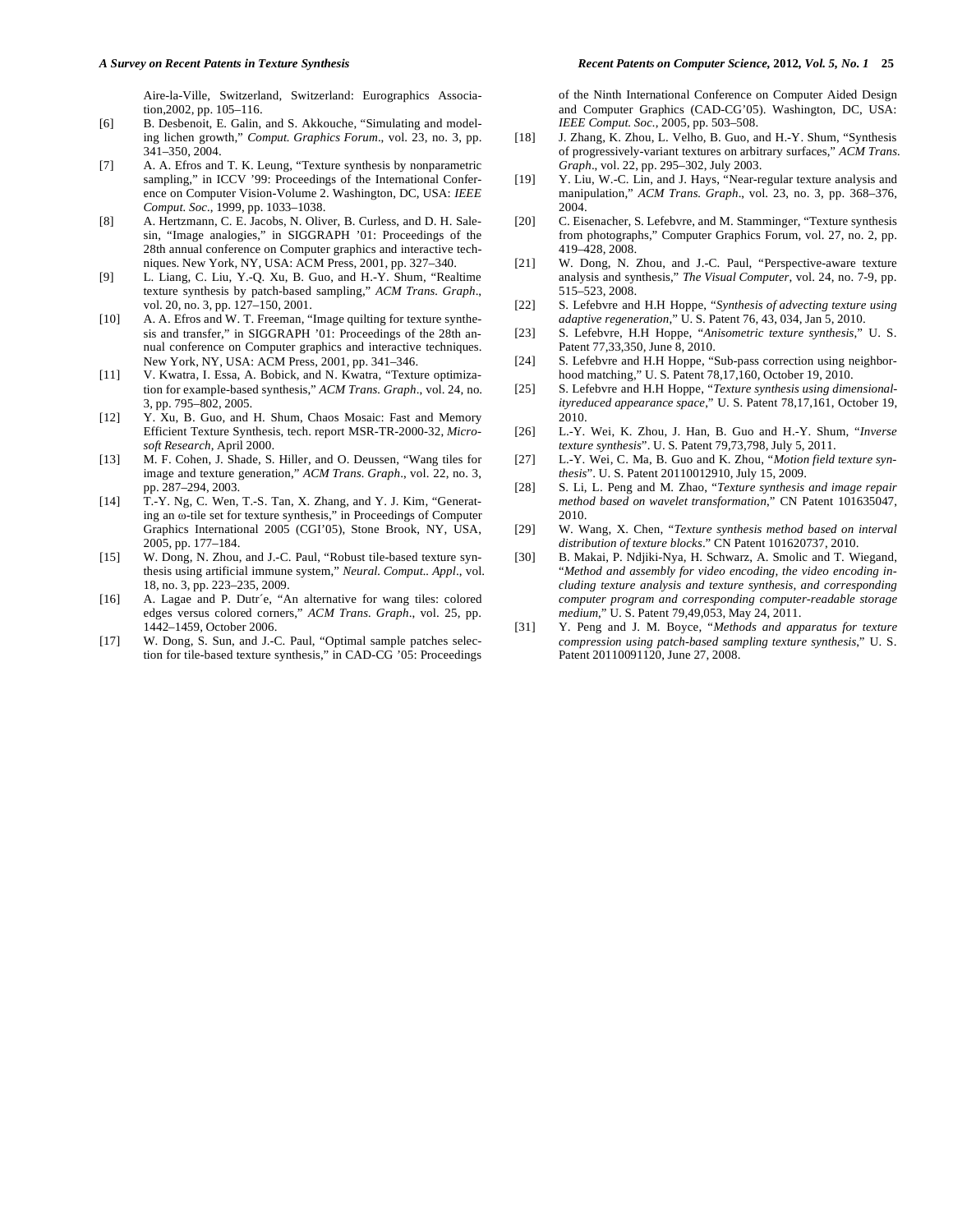Aire-la-Ville, Switzerland, Switzerland: Eurographics Association,2002, pp. 105–116.

[6] B. Desbenoit, E. Galin, and S. Akkouche, “Simulating and modeling lichen growth,” *Comput. Graphics Forum*., vol. 23, no. 3, pp. 341–350, 2004.

[7] A. A. Efros and T. K. Leung, “Texture synthesis by nonparametric sampling,” in ICCV ’99: Proceedings of the International Conference on Computer Vision-Volume 2. Washington, DC, USA: *IEEE Comput. Soc*., 1999, pp. 1033–1038.

[8] A. Hertzmann, C. E. Jacobs, N. Oliver, B. Curless, and D. H. Salesin, “Image analogies,” in SIGGRAPH ’01: Proceedings of the 28th annual conference on Computer graphics and interactive techniques. New York, NY, USA: ACM Press, 2001, pp. 327–340.

[9] L. Liang, C. Liu, Y.-Q. Xu, B. Guo, and H.-Y. Shum, “Realtime texture synthesis by patch-based sampling,” *ACM Trans. Graph*., vol. 20, no. 3, pp. 127–150, 2001.

[10] A. A. Efros and W. T. Freeman, “Image quilting for texture synthesis and transfer,” in SIGGRAPH ’01: Proceedings of the 28th annual conference on Computer graphics and interactive techniques. New York, NY, USA: ACM Press, 2001, pp. 341–346.

[11] V. Kwatra, I. Essa, A. Bobick, and N. Kwatra, “Texture optimization for example-based synthesis,” *ACM Trans. Graph*., vol. 24, no. 3, pp. 795–802, 2005.

[12] Y. Xu, B. Guo, and H. Shum, Chaos Mosaic: Fast and Memory Efficient Texture Synthesis, tech. report MSR-TR-2000-32, *Microsoft Research*, April 2000.

[13] M. F. Cohen, J. Shade, S. Hiller, and O. Deussen, “Wang tiles for image and texture generation,” *ACM Trans. Graph*., vol. 22, no. 3, pp. 287–294, 2003.

[14] T.-Y. Ng, C. Wen, T.-S. Tan, X. Zhang, and Y. J. Kim, “Generating an ω-tile set for texture synthesis,” in Proceedings of Computer Graphics International 2005 (CGI’05), Stone Brook, NY, USA, 2005, pp. 177–184.

[15] W. Dong, N. Zhou, and J.-C. Paul, “Robust tile-based texture synthesis using artificial immune system,” *Neural. Comput.. Appl*., vol. 18, no. 3, pp. 223–235, 2009.

[16] A. Lagae and P. Dutr´e, “An alternative for wang tiles: colored edges versus colored corners,” *ACM Trans. Graph*., vol. 25, pp. 1442–1459, October 2006.

[17] W. Dong, S. Sun, and J.-C. Paul, “Optimal sample patches selection for tile-based texture synthesis,” in CAD-CG ’05: Proceedings of the Ninth International Conference on Computer Aided Design and Computer Graphics (CAD-CG’05). Washington, DC, USA: *IEEE Comput. Soc.*, 2005, pp. 503–508.

[18] J. Zhang, K. Zhou, L. Velho, B. Guo, and H.-Y. Shum, “Synthesis of progressively-variant textures on arbitrary surfaces,” *ACM Trans. Graph*., vol. 22, pp. 295–302, July 2003.

[19] Y. Liu, W.-C. Lin, and J. Hays, “Near-regular texture analysis and manipulation,” *ACM Trans. Graph*., vol. 23, no. 3, pp. 368–376, 2004.

[20] C. Eisenacher, S. Lefebvre, and M. Stamminger, “Texture synthesis from photographs,” Computer Graphics Forum, vol. 27, no. 2, pp. 419–428, 2008.

[21] W. Dong, N. Zhou, and J.-C. Paul, “Perspective-aware texture analysis and synthesis,” *The Visual Computer*, vol. 24, no. 7-9, pp. 515–523, 2008.

[22] S. Lefebvre and H.H Hoppe, “*Synthesis of advecting texture using adaptive regeneration*,” U. S. Patent 76, 43, 034, Jan 5, 2010.

[23] S. Lefebvre, H.H Hoppe, “*Anisometric texture synthesis*,” U. S. Patent 77,33,350, June 8, 2010.

[24] S. Lefebvre and H.H Hoppe, “Sub-pass correction using neighborhood matching,” U. S. Patent 78,17,160, October 19, 2010.

[25] S. Lefebvre and H.H Hoppe, “*Texture synthesis using dimensionalityreduced appearance space*,” U. S. Patent 78,17,161, October 19, 2010.

[26] L.-Y. Wei, K. Zhou, J. Han, B. Guo and H.-Y. Shum, “*Inverse texture synthesis*”. U. S. Patent 79,73,798, July 5, 2011.

[27] L.-Y. Wei, C. Ma, B. Guo and K. Zhou, “*Motion field texture synthesis*”. U. S. Patent 20110012910, July 15, 2009.

[28] S. Li, L. Peng and M. Zhao, “*Texture synthesis and image repair method based on wavelet transformation*,” CN Patent 101635047, 2010.

[29] W. Wang, X. Chen, “*Texture synthesis method based on interval distribution of texture blocks*.” CN Patent 101620737, 2010.

[30] B. Makai, P. Ndjiki-Nya, H. Schwarz, A. Smolic and T. Wiegand, “*Method and assembly for video encoding, the video encoding including texture analysis and texture synthesis, and corresponding computer program and corresponding computer-readable storage medium*,” U. S. Patent 79,49,053, May 24, 2011.

[31] Y. Peng and J. M. Boyce, “*Methods and apparatus for texture compression using patch-based sampling texture synthesis*,” U. S. Patent 20110091120, June 27, 2008.